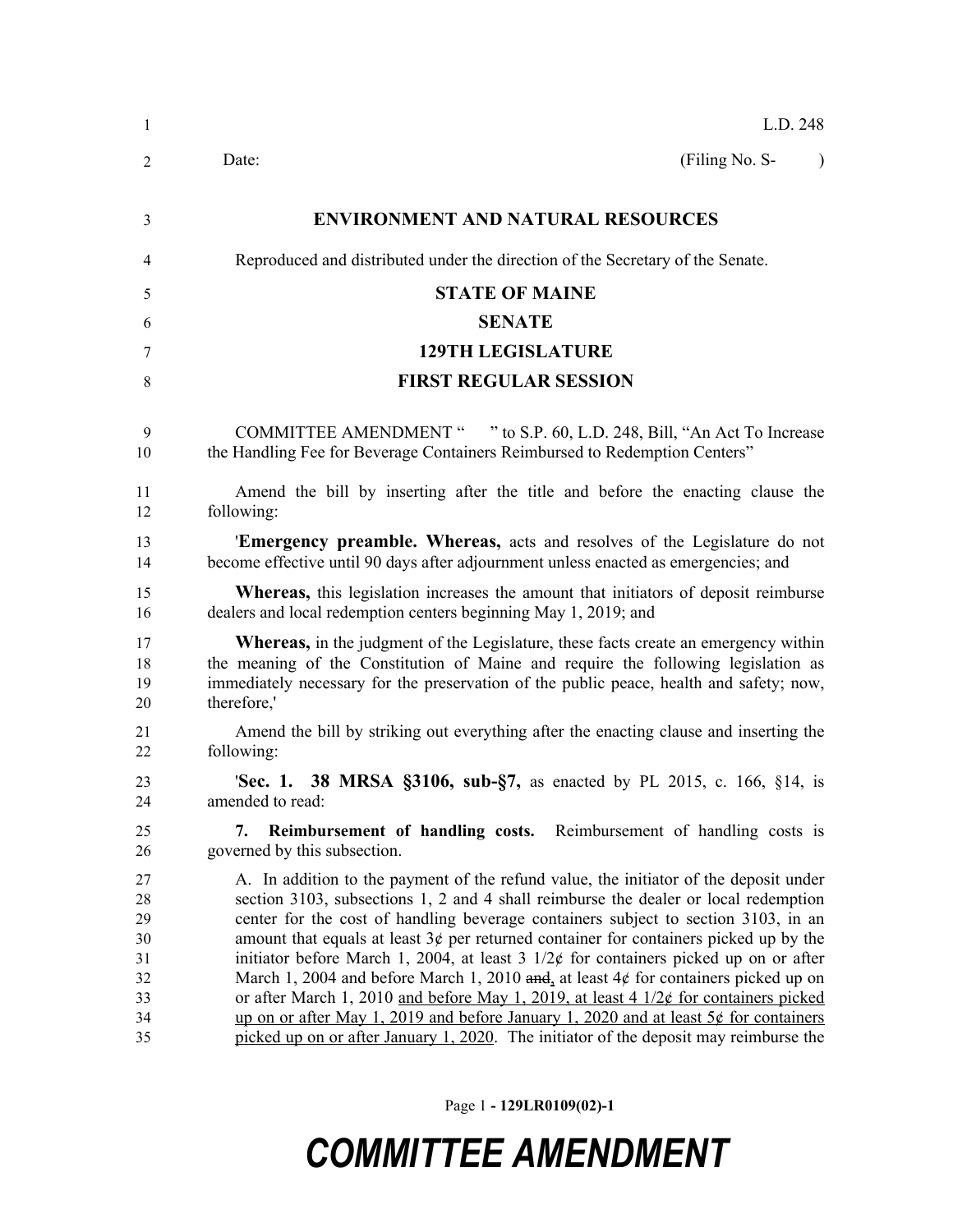L.D. 248

Date: (Filing No. S- )

**ENVIRONMENT AND NATURAL RESOURCES**

Reproduced and distributed under the direction of the Secretary of the Senate.

**STATE OF MAINE**

**SENATE**

**129TH LEGISLATURE**

**FIRST REGULAR SESSION**

COMMITTEE AMENDMENT " " to S.P. 60, L.D. 248, Bill, "An Act To Increase the Handling Fee for Beverage Containers Reimbursed to Redemption Centers"

Amend the bill by inserting after the title and before the enacting clause the following:

'**Emergency preamble. Whereas,** acts and resolves of the Legislature do not become effective until 90 days after adjournment unless enacted as emergencies; and

**Whereas,** this legislation increases the amount that initiators of deposit reimburse dealers and local redemption centers beginning May 1, 2019; and

**Whereas,** in the judgment of the Legislature, these facts create an emergency within the meaning of the Constitution of Maine and require the following legislation as immediately necessary for the preservation of the public peace, health and safety; now, therefore,'

Amend the bill by striking out everything after the enacting clause and inserting the following:

'**Sec. 1. 38 MRSA §3106, sub-§7,** as enacted by PL 2015, c. 166, §14, is amended to read:

**7. Reimbursement of handling costs.** Reimbursement of handling costs is governed by this subsection.

A. In addition to the payment of the refund value, the initiator of the deposit under section 3103, subsections 1, 2 and 4 shall reimburse the dealer or local redemption center for the cost of handling beverage containers subject to section 3103, in an amount that equals at least 3¢ per returned container for containers picked up by the initiator before March 1, 2004, at least 3 1/2¢ for containers picked up on or after March 1, 2004 and before March 1, 2010 ~~and~~, at least 4¢ for containers picked up on or after March 1, 2010 <u>and before May 1, 2019, at least 4 1/2¢ for containers picked up on or after May 1, 2019 and before January 1, 2020 and at least 5¢ for containers picked up on or after January 1, 2020</u>. The initiator of the deposit may reimburse the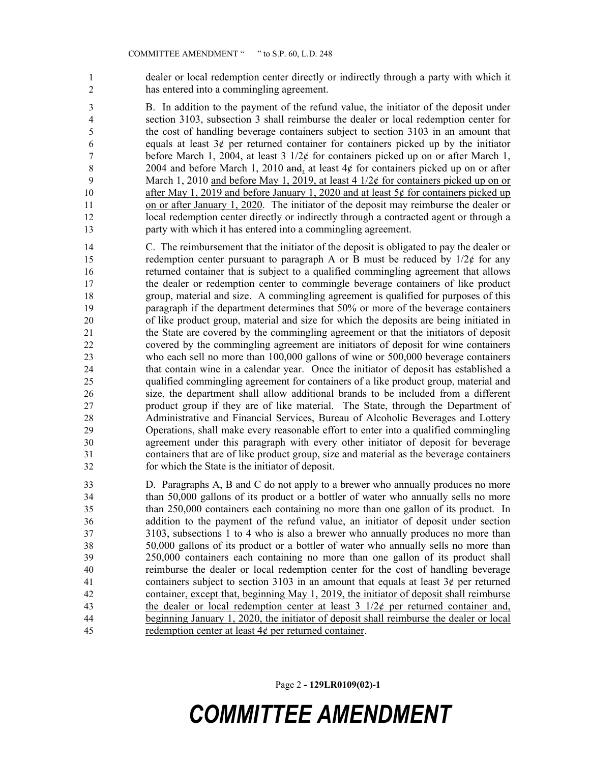dealer or local redemption center directly or indirectly through a party with which it has entered into a commingling agreement.

B. In addition to the payment of the refund value, the initiator of the deposit under section 3103, subsection 3 shall reimburse the dealer or local redemption center for the cost of handling beverage containers subject to section 3103 in an amount that equals at least 3¢ per returned container for containers picked up by the initiator before March 1, 2004, at least 3 1/2¢ for containers picked up on or after March 1, 2004 and before March 1, 2010 ~~and~~, at least 4¢ for containers picked up on or after March 1, 2010 <u>and before May 1, 2019, at least 4 1/2¢ for containers picked up on or after May 1, 2019 and before January 1, 2020 and at least 5¢ for containers picked up on or after January 1, 2020</u>. The initiator of the deposit may reimburse the dealer or local redemption center directly or indirectly through a contracted agent or through a party with which it has entered into a commingling agreement.

C. The reimbursement that the initiator of the deposit is obligated to pay the dealer or redemption center pursuant to paragraph A or B must be reduced by 1/2¢ for any returned container that is subject to a qualified commingling agreement that allows the dealer or redemption center to commingle beverage containers of like product group, material and size. A commingling agreement is qualified for purposes of this paragraph if the department determines that 50% or more of the beverage containers of like product group, material and size for which the deposits are being initiated in the State are covered by the commingling agreement or that the initiators of deposit covered by the commingling agreement are initiators of deposit for wine containers who each sell no more than 100,000 gallons of wine or 500,000 beverage containers that contain wine in a calendar year. Once the initiator of deposit has established a qualified commingling agreement for containers of a like product group, material and size, the department shall allow additional brands to be included from a different product group if they are of like material. The State, through the Department of Administrative and Financial Services, Bureau of Alcoholic Beverages and Lottery Operations, shall make every reasonable effort to enter into a qualified commingling agreement under this paragraph with every other initiator of deposit for beverage containers that are of like product group, size and material as the beverage containers for which the State is the initiator of deposit.

D. Paragraphs A, B and C do not apply to a brewer who annually produces no more than 50,000 gallons of its product or a bottler of water who annually sells no more than 250,000 containers each containing no more than one gallon of its product. In addition to the payment of the refund value, an initiator of deposit under section 3103, subsections 1 to 4 who is also a brewer who annually produces no more than 50,000 gallons of its product or a bottler of water who annually sells no more than 250,000 containers each containing no more than one gallon of its product shall reimburse the dealer or local redemption center for the cost of handling beverage containers subject to section 3103 in an amount that equals at least 3¢ per returned container<u>, except that, beginning May 1, 2019, the initiator of deposit shall reimburse the dealer or local redemption center at least 3 1/2¢ per returned container and, beginning January 1, 2020, the initiator of deposit shall reimburse the dealer or local redemption center at least 4¢ per returned container</u>.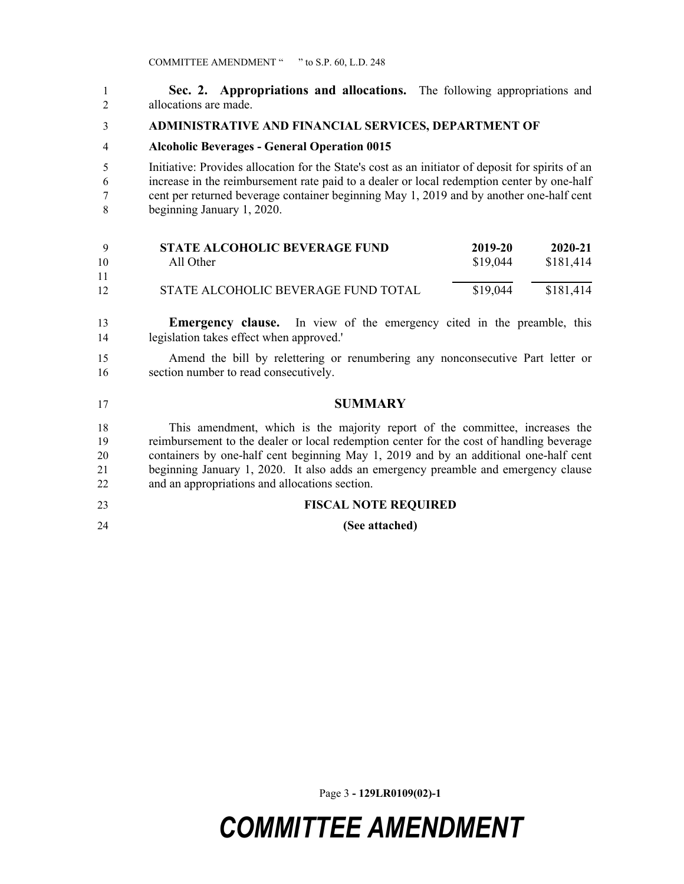**Sec. 2. Appropriations and allocations.** The following appropriations and allocations are made.

**ADMINISTRATIVE AND FINANCIAL SERVICES, DEPARTMENT OF**

**Alcoholic Beverages - General Operation 0015**

Initiative: Provides allocation for the State's cost as an initiator of deposit for spirits of an increase in the reimbursement rate paid to a dealer or local redemption center by one-half cent per returned beverage container beginning May 1, 2019 and by another one-half cent beginning January 1, 2020.

| STATE ALCOHOLIC BEVERAGE FUND | 2019-20 | 2020-21 |
|---|---|---|
| All Other | $19,044 | $181,414 |
| STATE ALCOHOLIC BEVERAGE FUND TOTAL | $19,044 | $181,414 |

**Emergency clause.** In view of the emergency cited in the preamble, this legislation takes effect when approved.'

Amend the bill by relettering or renumbering any nonconsecutive Part letter or section number to read consecutively.

## SUMMARY

This amendment, which is the majority report of the committee, increases the reimbursement to the dealer or local redemption center for the cost of handling beverage containers by one-half cent beginning May 1, 2019 and by an additional one-half cent beginning January 1, 2020. It also adds an emergency preamble and emergency clause and an appropriations and allocations section.

**FISCAL NOTE REQUIRED**

**(See attached)**